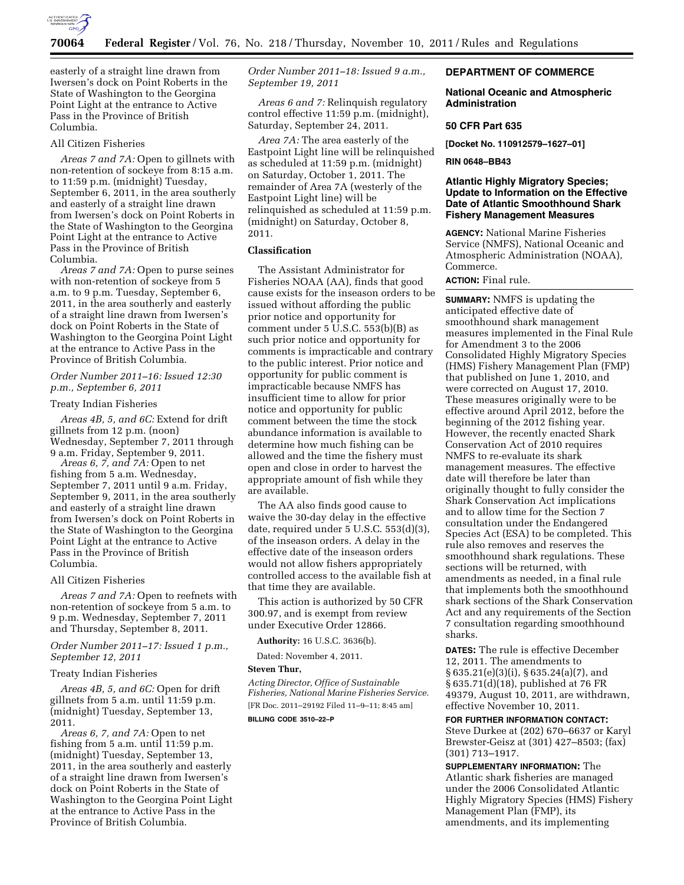easterly of a straight line drawn from Iwersen's dock on Point Roberts in the State of Washington to the Georgina Point Light at the entrance to Active Pass in the Province of British Columbia.

All Citizen Fisheries

*Areas 7 and 7A:* Open to gillnets with non-retention of sockeye from 8:15 a.m. to 11:59 p.m. (midnight) Tuesday, September 6, 2011, in the area southerly and easterly of a straight line drawn from Iwersen's dock on Point Roberts in the State of Washington to the Georgina Point Light at the entrance to Active Pass in the Province of British Columbia.

*Areas 7 and 7A:* Open to purse seines with non-retention of sockeye from 5 a.m. to 9 p.m. Tuesday, September 6, 2011, in the area southerly and easterly of a straight line drawn from Iwersen's dock on Point Roberts in the State of Washington to the Georgina Point Light at the entrance to Active Pass in the Province of British Columbia.

*Order Number 2011–16: Issued 12:30 p.m., September 6, 2011*

Treaty Indian Fisheries

*Areas 4B, 5, and 6C:* Extend for drift gillnets from 12 p.m. (noon) Wednesday, September 7, 2011 through 9 a.m. Friday, September 9, 2011.

*Areas 6, 7, and 7A:* Open to net fishing from 5 a.m. Wednesday, September 7, 2011 until 9 a.m. Friday, September 9, 2011, in the area southerly and easterly of a straight line drawn from Iwersen's dock on Point Roberts in the State of Washington to the Georgina Point Light at the entrance to Active Pass in the Province of British Columbia.

All Citizen Fisheries

*Areas 7 and 7A:* Open to reefnets with non-retention of sockeye from 5 a.m. to 9 p.m. Wednesday, September 7, 2011 and Thursday, September 8, 2011.

*Order Number 2011–17: Issued 1 p.m., September 12, 2011*

Treaty Indian Fisheries

*Areas 4B, 5, and 6C:* Open for drift gillnets from 5 a.m. until 11:59 p.m. (midnight) Tuesday, September 13, 2011.

*Areas 6, 7, and 7A:* Open to net fishing from 5 a.m. until 11:59 p.m. (midnight) Tuesday, September 13, 2011, in the area southerly and easterly of a straight line drawn from Iwersen's dock on Point Roberts in the State of Washington to the Georgina Point Light at the entrance to Active Pass in the Province of British Columbia.

*Order Number 2011–18: Issued 9 a.m., September 19, 2011*

*Areas 6 and 7:* Relinquish regulatory control effective 11:59 p.m. (midnight), Saturday, September 24, 2011.

*Area 7A:* The area easterly of the Eastpoint Light line will be relinquished as scheduled at 11:59 p.m. (midnight) on Saturday, October 1, 2011. The remainder of Area 7A (westerly of the Eastpoint Light line) will be relinquished as scheduled at 11:59 p.m. (midnight) on Saturday, October 8, 2011.

## Classification

The Assistant Administrator for Fisheries NOAA (AA), finds that good cause exists for the inseason orders to be issued without affording the public prior notice and opportunity for comment under 5 U.S.C. 553(b)(B) as such prior notice and opportunity for comments is impracticable and contrary to the public interest. Prior notice and opportunity for public comment is impracticable because NMFS has insufficient time to allow for prior notice and opportunity for public comment between the time the stock abundance information is available to determine how much fishing can be allowed and the time the fishery must open and close in order to harvest the appropriate amount of fish while they are available.

The AA also finds good cause to waive the 30-day delay in the effective date, required under 5 U.S.C. 553(d)(3), of the inseason orders. A delay in the effective date of the inseason orders would not allow fishers appropriately controlled access to the available fish at that time they are available.

This action is authorized by 50 CFR 300.97, and is exempt from review under Executive Order 12866.

**Authority:** 16 U.S.C. 3636(b).

Dated: November 4, 2011.

**Steven Thur,**

*Acting Director, Office of Sustainable Fisheries, National Marine Fisheries Service.*

[FR Doc. 2011–29192 Filed 11–9–11; 8:45 am]

**BILLING CODE 3510–22–P**

# DEPARTMENT OF COMMERCE

## National Oceanic and Atmospheric Administration

### 50 CFR Part 635

**[Docket No. 110912579–1627–01]**

**RIN 0648–BB43**

## Atlantic Highly Migratory Species; Update to Information on the Effective Date of Atlantic Smoothhound Shark Fishery Management Measures

**AGENCY:** National Marine Fisheries Service (NMFS), National Oceanic and Atmospheric Administration (NOAA), Commerce.

**ACTION:** Final rule.

**SUMMARY:** NMFS is updating the anticipated effective date of smoothhound shark management measures implemented in the Final Rule for Amendment 3 to the 2006 Consolidated Highly Migratory Species (HMS) Fishery Management Plan (FMP) that published on June 1, 2010, and were corrected on August 17, 2010. These measures originally were to be effective around April 2012, before the beginning of the 2012 fishing year. However, the recently enacted Shark Conservation Act of 2010 requires NMFS to re-evaluate its shark management measures. The effective date will therefore be later than originally thought to fully consider the Shark Conservation Act implications and to allow time for the Section 7 consultation under the Endangered Species Act (ESA) to be completed. This rule also removes and reserves the smoothhound shark regulations. These sections will be returned, with amendments as needed, in a final rule that implements both the smoothhound shark sections of the Shark Conservation Act and any requirements of the Section 7 consultation regarding smoothhound sharks.

**DATES:** The rule is effective December 12, 2011. The amendments to § 635.21(e)(3)(i), § 635.24(a)(7), and § 635.71(d)(18), published at 76 FR 49379, August 10, 2011, are withdrawn, effective November 10, 2011.

**FOR FURTHER INFORMATION CONTACT:** Steve Durkee at (202) 670–6637 or Karyl Brewster-Geisz at (301) 427–8503; (fax) (301) 713–1917.

**SUPPLEMENTARY INFORMATION:** The Atlantic shark fisheries are managed under the 2006 Consolidated Atlantic Highly Migratory Species (HMS) Fishery Management Plan (FMP), its amendments, and its implementing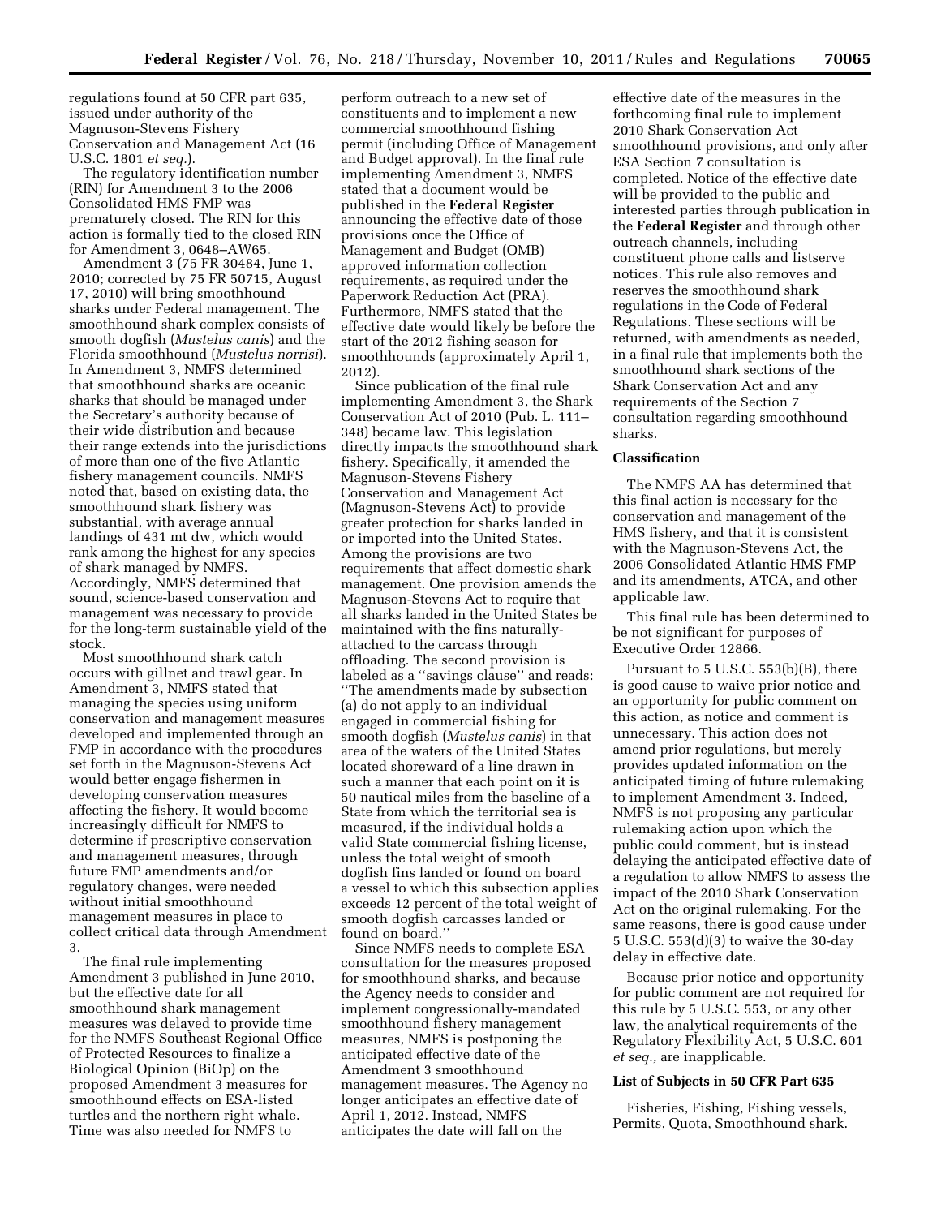regulations found at 50 CFR part 635, issued under authority of the Magnuson-Stevens Fishery Conservation and Management Act (16 U.S.C. 1801 *et seq.*).

The regulatory identification number (RIN) for Amendment 3 to the 2006 Consolidated HMS FMP was prematurely closed. The RIN for this action is formally tied to the closed RIN for Amendment 3, 0648–AW65.

Amendment 3 (75 FR 30484, June 1, 2010; corrected by 75 FR 50715, August 17, 2010) will bring smoothhound sharks under Federal management. The smoothhound shark complex consists of smooth dogfish (*Mustelus canis*) and the Florida smoothhound (*Mustelus norrisi*). In Amendment 3, NMFS determined that smoothhound sharks are oceanic sharks that should be managed under the Secretary's authority because of their wide distribution and because their range extends into the jurisdictions of more than one of the five Atlantic fishery management councils. NMFS noted that, based on existing data, the smoothhound shark fishery was substantial, with average annual landings of 431 mt dw, which would rank among the highest for any species of shark managed by NMFS. Accordingly, NMFS determined that sound, science-based conservation and management was necessary to provide for the long-term sustainable yield of the stock.

Most smoothhound shark catch occurs with gillnet and trawl gear. In Amendment 3, NMFS stated that managing the species using uniform conservation and management measures developed and implemented through an FMP in accordance with the procedures set forth in the Magnuson-Stevens Act would better engage fishermen in developing conservation measures affecting the fishery. It would become increasingly difficult for NMFS to determine if prescriptive conservation and management measures, through future FMP amendments and/or regulatory changes, were needed without initial smoothhound management measures in place to collect critical data through Amendment 3.

The final rule implementing Amendment 3 published in June 2010, but the effective date for all smoothhound shark management measures was delayed to provide time for the NMFS Southeast Regional Office of Protected Resources to finalize a Biological Opinion (BiOp) on the proposed Amendment 3 measures for smoothhound effects on ESA-listed turtles and the northern right whale. Time was also needed for NMFS to perform outreach to a new set of constituents and to implement a new commercial smoothhound fishing permit (including Office of Management and Budget approval). In the final rule implementing Amendment 3, NMFS stated that a document would be published in the **Federal Register** announcing the effective date of those provisions once the Office of Management and Budget (OMB) approved information collection requirements, as required under the Paperwork Reduction Act (PRA). Furthermore, NMFS stated that the effective date would likely be before the start of the 2012 fishing season for smoothhounds (approximately April 1, 2012).

Since publication of the final rule implementing Amendment 3, the Shark Conservation Act of 2010 (Pub. L. 111–348) became law. This legislation directly impacts the smoothhound shark fishery. Specifically, it amended the Magnuson-Stevens Fishery Conservation and Management Act (Magnuson-Stevens Act) to provide greater protection for sharks landed in or imported into the United States. Among the provisions are two requirements that affect domestic shark management. One provision amends the Magnuson-Stevens Act to require that all sharks landed in the United States be maintained with the fins naturally-attached to the carcass through offloading. The second provision is labeled as a ''savings clause'' and reads: ''The amendments made by subsection (a) do not apply to an individual engaged in commercial fishing for smooth dogfish (*Mustelus canis*) in that area of the waters of the United States located shoreward of a line drawn in such a manner that each point on it is 50 nautical miles from the baseline of a State from which the territorial sea is measured, if the individual holds a valid State commercial fishing license, unless the total weight of smooth dogfish fins landed or found on board a vessel to which this subsection applies exceeds 12 percent of the total weight of smooth dogfish carcasses landed or found on board.''

Since NMFS needs to complete ESA consultation for the measures proposed for smoothhound sharks, and because the Agency needs to consider and implement congressionally-mandated smoothhound fishery management measures, NMFS is postponing the anticipated effective date of the Amendment 3 smoothhound management measures. The Agency no longer anticipates an effective date of April 1, 2012. Instead, NMFS anticipates the date will fall on the effective date of the measures in the forthcoming final rule to implement 2010 Shark Conservation Act smoothhound provisions, and only after ESA Section 7 consultation is completed. Notice of the effective date will be provided to the public and interested parties through publication in the **Federal Register** and through other outreach channels, including constituent phone calls and listserve notices. This rule also removes and reserves the smoothhound shark regulations in the Code of Federal Regulations. These sections will be returned, with amendments as needed, in a final rule that implements both the smoothhound shark sections of the Shark Conservation Act and any requirements of the Section 7 consultation regarding smoothhound sharks.

## Classification

The NMFS AA has determined that this final action is necessary for the conservation and management of the HMS fishery, and that it is consistent with the Magnuson-Stevens Act, the 2006 Consolidated Atlantic HMS FMP and its amendments, ATCA, and other applicable law.

This final rule has been determined to be not significant for purposes of Executive Order 12866.

Pursuant to 5 U.S.C. 553(b)(B), there is good cause to waive prior notice and an opportunity for public comment on this action, as notice and comment is unnecessary. This action does not amend prior regulations, but merely provides updated information on the anticipated timing of future rulemaking to implement Amendment 3. Indeed, NMFS is not proposing any particular rulemaking action upon which the public could comment, but is instead delaying the anticipated effective date of a regulation to allow NMFS to assess the impact of the 2010 Shark Conservation Act on the original rulemaking. For the same reasons, there is good cause under 5 U.S.C. 553(d)(3) to waive the 30-day delay in effective date.

Because prior notice and opportunity for public comment are not required for this rule by 5 U.S.C. 553, or any other law, the analytical requirements of the Regulatory Flexibility Act, 5 U.S.C. 601 *et seq.,* are inapplicable.

## List of Subjects in 50 CFR Part 635

Fisheries, Fishing, Fishing vessels, Permits, Quota, Smoothhound shark.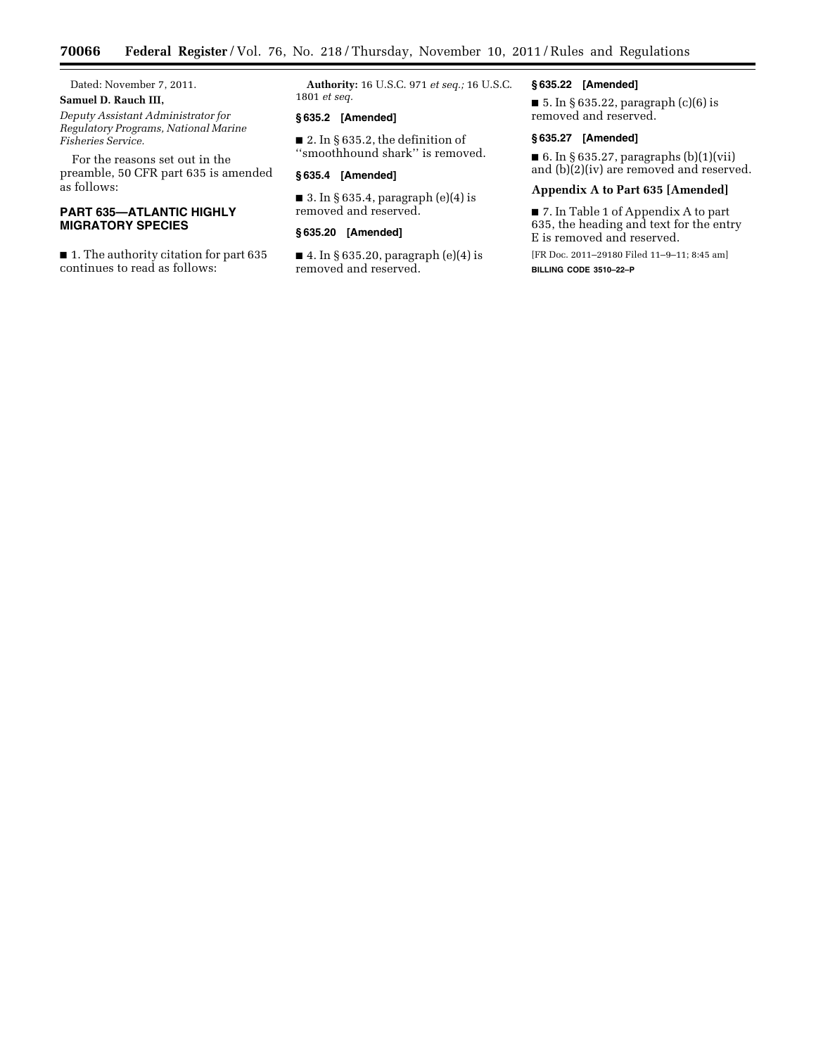Dated: November 7, 2011.

**Samuel D. Rauch III,**

*Deputy Assistant Administrator for Regulatory Programs, National Marine Fisheries Service.*

For the reasons set out in the preamble, 50 CFR part 635 is amended as follows:

## PART 635—ATLANTIC HIGHLY MIGRATORY SPECIES

■ 1. The authority citation for part 635 continues to read as follows:

**Authority:** 16 U.S.C. 971 *et seq.;* 16 U.S.C. 1801 *et seq.*

### § 635.2 [Amended]

■ 2. In § 635.2, the definition of ''smoothhound shark'' is removed.

### § 635.4 [Amended]

■ 3. In § 635.4, paragraph (e)(4) is removed and reserved.

### § 635.20 [Amended]

■ 4. In § 635.20, paragraph (e)(4) is removed and reserved.

### § 635.22 [Amended]

■ 5. In § 635.22, paragraph (c)(6) is removed and reserved.

### § 635.27 [Amended]

■ 6. In § 635.27, paragraphs (b)(1)(vii) and (b)(2)(iv) are removed and reserved.

### Appendix A to Part 635 [Amended]

■ 7. In Table 1 of Appendix A to part 635, the heading and text for the entry E is removed and reserved.

[FR Doc. 2011–29180 Filed 11–9–11; 8:45 am]

**BILLING CODE 3510–22–P**